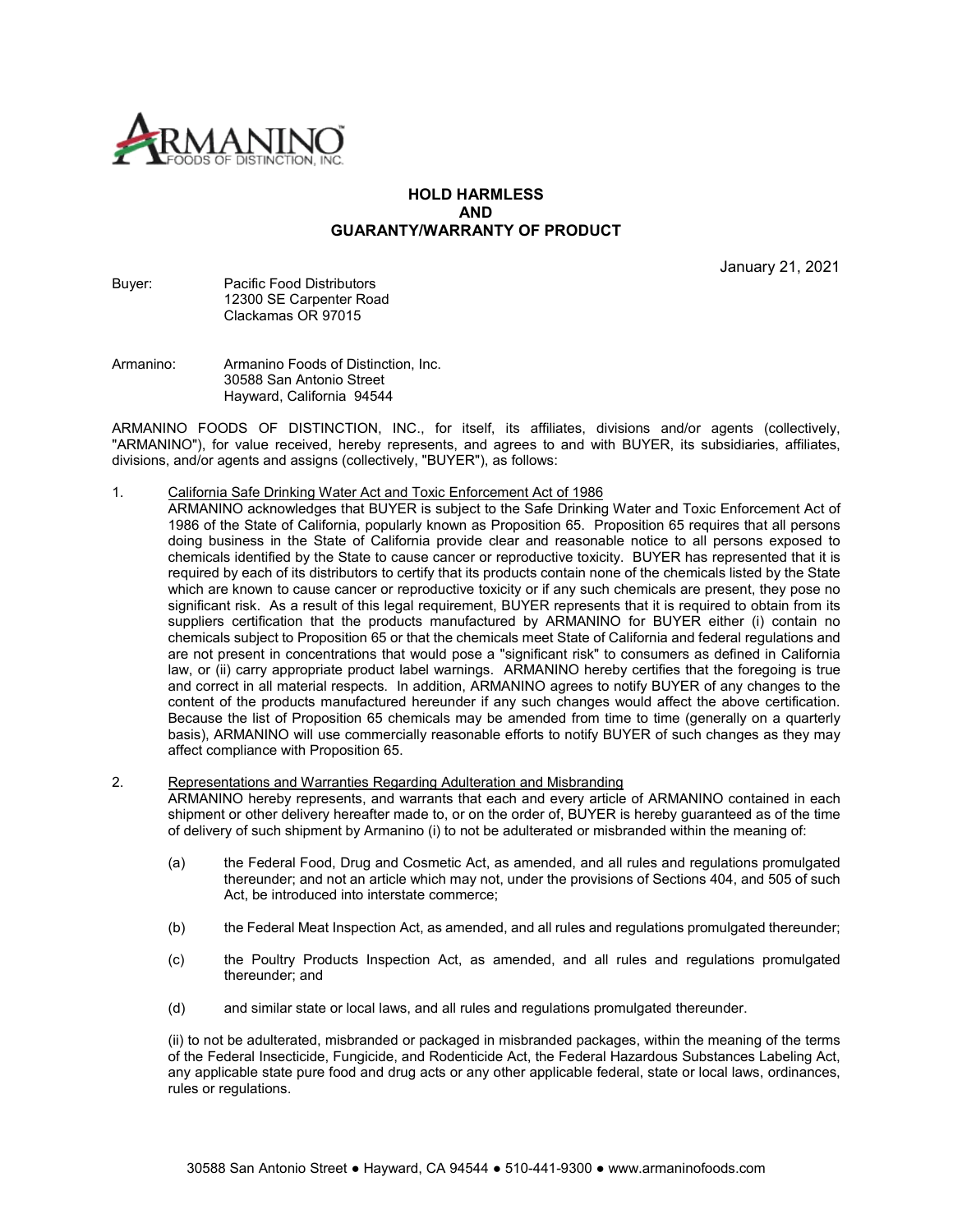ARMANINO FOODS OF DISTINCTION, INC.

# HOLD HARMLESS AND GUARANTY/WARRANTY OF PRODUCT

January 21, 2021

Buyer: Pacific Food Distributors
12300 SE Carpenter Road
Clackamas OR 97015

Armanino: Armanino Foods of Distinction, Inc.
30588 San Antonio Street
Hayward, California 94544

ARMANINO FOODS OF DISTINCTION, INC., for itself, its affiliates, divisions and/or agents (collectively, "ARMANINO"), for value received, hereby represents, and agrees to and with BUYER, its subsidiaries, affiliates, divisions, and/or agents and assigns (collectively, "BUYER"), as follows:

1. California Safe Drinking Water Act and Toxic Enforcement Act of 1986
ARMANINO acknowledges that BUYER is subject to the Safe Drinking Water and Toxic Enforcement Act of 1986 of the State of California, popularly known as Proposition 65. Proposition 65 requires that all persons doing business in the State of California provide clear and reasonable notice to all persons exposed to chemicals identified by the State to cause cancer or reproductive toxicity. BUYER has represented that it is required by each of its distributors to certify that its products contain none of the chemicals listed by the State which are known to cause cancer or reproductive toxicity or if any such chemicals are present, they pose no significant risk. As a result of this legal requirement, BUYER represents that it is required to obtain from its suppliers certification that the products manufactured by ARMANINO for BUYER either (i) contain no chemicals subject to Proposition 65 or that the chemicals meet State of California and federal regulations and are not present in concentrations that would pose a "significant risk" to consumers as defined in California law, or (ii) carry appropriate product label warnings. ARMANINO hereby certifies that the foregoing is true and correct in all material respects. In addition, ARMANINO agrees to notify BUYER of any changes to the content of the products manufactured hereunder if any such changes would affect the above certification. Because the list of Proposition 65 chemicals may be amended from time to time (generally on a quarterly basis), ARMANINO will use commercially reasonable efforts to notify BUYER of such changes as they may affect compliance with Proposition 65.

2. Representations and Warranties Regarding Adulteration and Misbranding
ARMANINO hereby represents, and warrants that each and every article of ARMANINO contained in each shipment or other delivery hereafter made to, or on the order of, BUYER is hereby guaranteed as of the time of delivery of such shipment by Armanino (i) to not be adulterated or misbranded within the meaning of:

   (a) the Federal Food, Drug and Cosmetic Act, as amended, and all rules and regulations promulgated thereunder; and not an article which may not, under the provisions of Sections 404, and 505 of such Act, be introduced into interstate commerce;

   (b) the Federal Meat Inspection Act, as amended, and all rules and regulations promulgated thereunder;

   (c) the Poultry Products Inspection Act, as amended, and all rules and regulations promulgated thereunder; and

   (d) and similar state or local laws, and all rules and regulations promulgated thereunder.

   (ii) to not be adulterated, misbranded or packaged in misbranded packages, within the meaning of the terms of the Federal Insecticide, Fungicide, and Rodenticide Act, the Federal Hazardous Substances Labeling Act, any applicable state pure food and drug acts or any other applicable federal, state or local laws, ordinances, rules or regulations.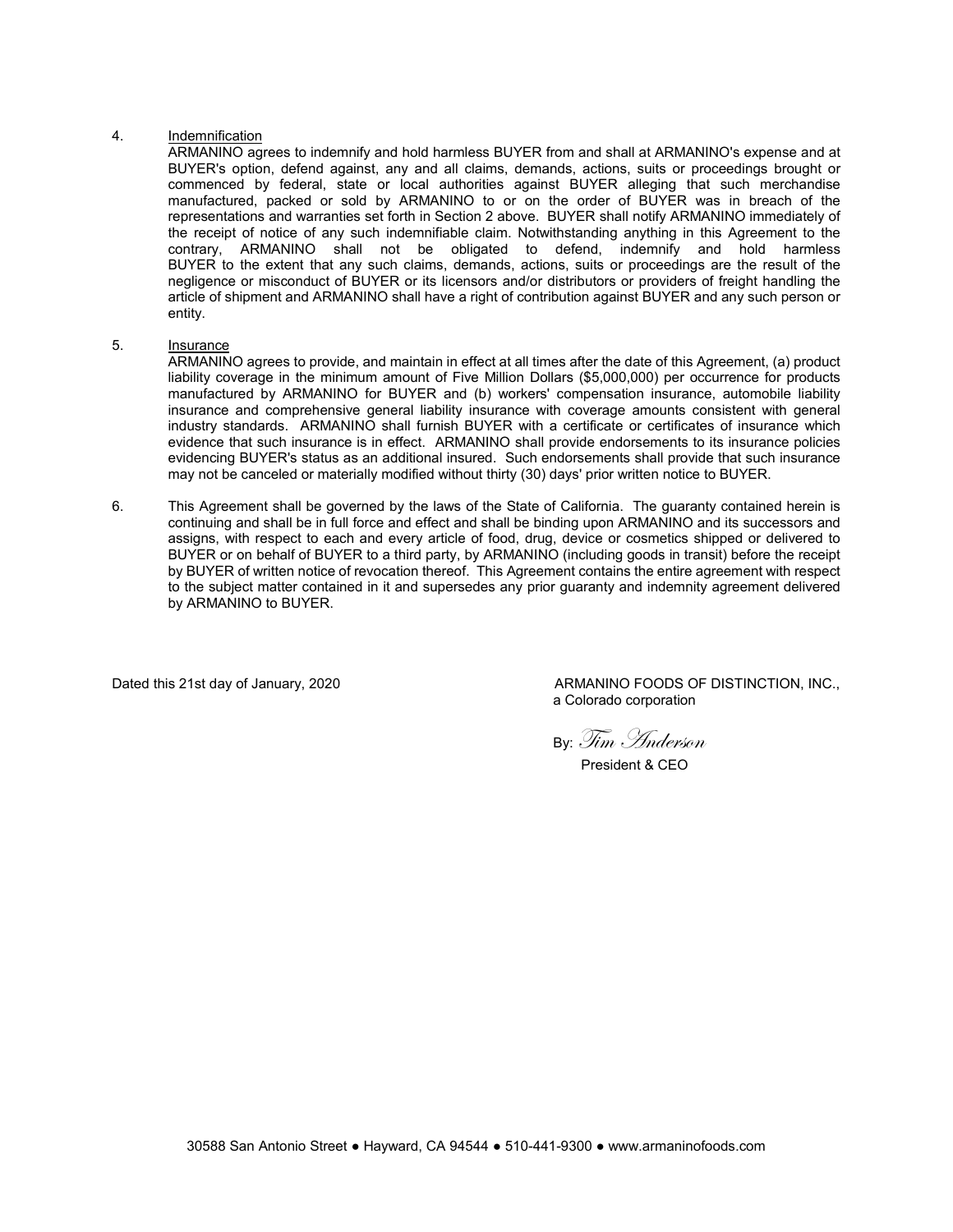4. Indemnification
ARMANINO agrees to indemnify and hold harmless BUYER from and shall at ARMANINO's expense and at BUYER's option, defend against, any and all claims, demands, actions, suits or proceedings brought or commenced by federal, state or local authorities against BUYER alleging that such merchandise manufactured, packed or sold by ARMANINO to or on the order of BUYER was in breach of the representations and warranties set forth in Section 2 above. BUYER shall notify ARMANINO immediately of the receipt of notice of any such indemnifiable claim. Notwithstanding anything in this Agreement to the contrary, ARMANINO shall not be obligated to defend, indemnify and hold harmless BUYER to the extent that any such claims, demands, actions, suits or proceedings are the result of the negligence or misconduct of BUYER or its licensors and/or distributors or providers of freight handling the article of shipment and ARMANINO shall have a right of contribution against BUYER and any such person or entity.

5. Insurance
ARMANINO agrees to provide, and maintain in effect at all times after the date of this Agreement, (a) product liability coverage in the minimum amount of Five Million Dollars ($5,000,000) per occurrence for products manufactured by ARMANINO for BUYER and (b) workers' compensation insurance, automobile liability insurance and comprehensive general liability insurance with coverage amounts consistent with general industry standards. ARMANINO shall furnish BUYER with a certificate or certificates of insurance which evidence that such insurance is in effect. ARMANINO shall provide endorsements to its insurance policies evidencing BUYER's status as an additional insured. Such endorsements shall provide that such insurance may not be canceled or materially modified without thirty (30) days' prior written notice to BUYER.

6. This Agreement shall be governed by the laws of the State of California. The guaranty contained herein is continuing and shall be in full force and effect and shall be binding upon ARMANINO and its successors and assigns, with respect to each and every article of food, drug, device or cosmetics shipped or delivered to BUYER or on behalf of BUYER to a third party, by ARMANINO (including goods in transit) before the receipt by BUYER of written notice of revocation thereof. This Agreement contains the entire agreement with respect to the subject matter contained in it and supersedes any prior guaranty and indemnity agreement delivered by ARMANINO to BUYER.

Dated this 21st day of January, 2020

ARMANINO FOODS OF DISTINCTION, INC.,
a Colorado corporation

By: *Tim Anderson*
President & CEO